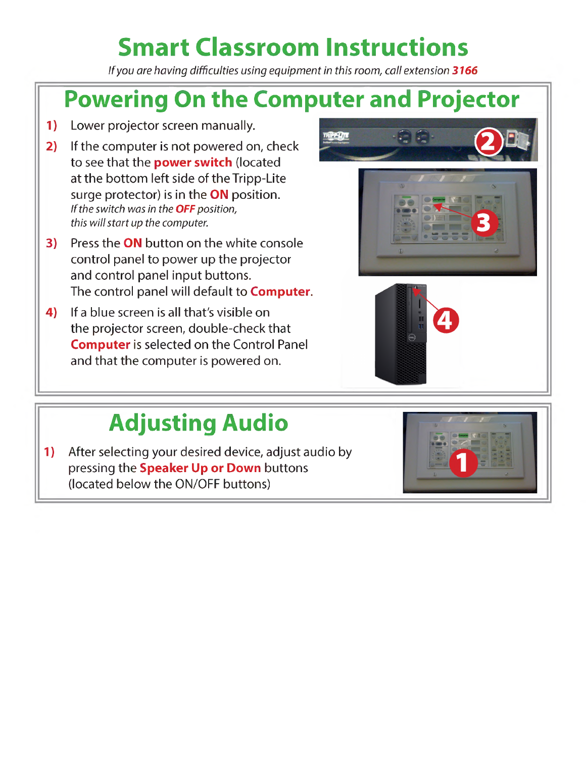# Smart Classroom Instructions

*If you are having difficulties using equipment in this room, call extension **3166***

## Powering On the Computer and Projector

1) Lower projector screen manually.
2) If the computer is not powered on, check to see that the **power switch** (located at the bottom left side of the Tripp-Lite surge protector) is in the **ON** position.
   *If the switch was in the **OFF** position, this will start up the computer.*
3) Press the **ON** button on the white console control panel to power up the projector and control panel input buttons.
   The control panel will default to **Computer**.
4) If a blue screen is all that's visible on the projector screen, double-check that **Computer** is selected on the Control Panel and that the computer is powered on.

## Adjusting Audio

1) After selecting your desired device, adjust audio by pressing the **Speaker Up or Down** buttons (located below the ON/OFF buttons)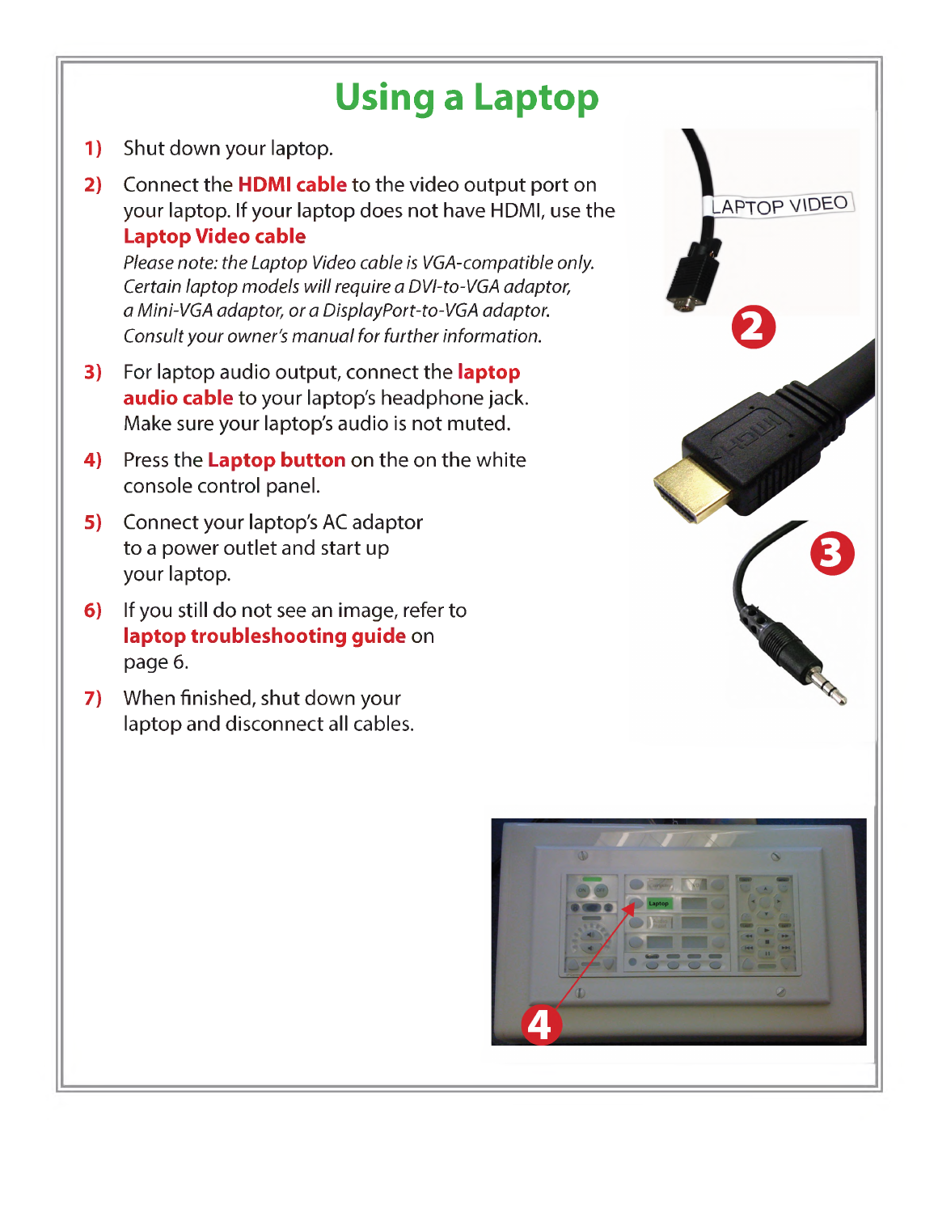# Using a Laptop

1) Shut down your laptop.
2) Connect the **HDMI cable** to the video output port on your laptop. If your laptop does not have HDMI, use the **Laptop Video cable**
   *Please note: the Laptop Video cable is VGA-compatible only. Certain laptop models will require a DVI-to-VGA adaptor, a Mini-VGA adaptor, or a DisplayPort-to-VGA adaptor. Consult your owner's manual for further information.*
3) For laptop audio output, connect the **laptop audio cable** to your laptop's headphone jack. Make sure your laptop's audio is not muted.
4) Press the **Laptop button** on the on the white console control panel.
5) Connect your laptop's AC adaptor to a power outlet and start up your laptop.
6) If you still do not see an image, refer to **laptop troubleshooting guide** on page 6.
7) When finished, shut down your laptop and disconnect all cables.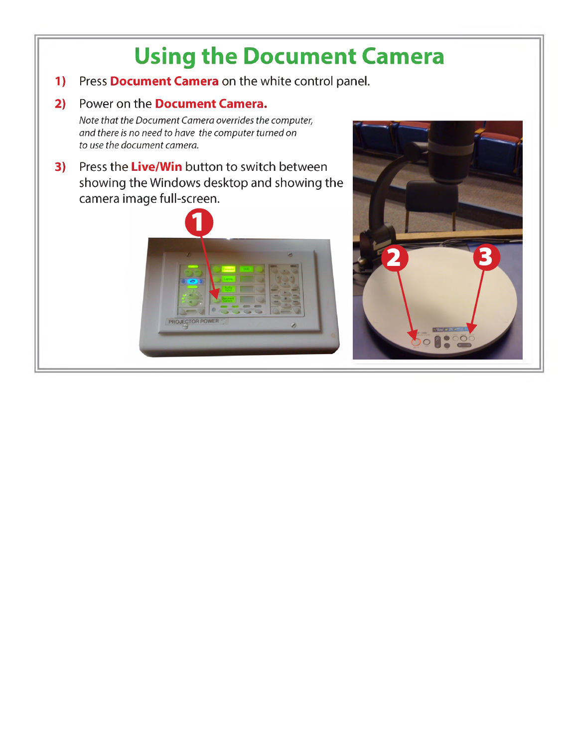# Using the Document Camera

1) Press **Document Camera** on the white control panel.

2) Power on the **Document Camera.**

   *Note that the Document Camera overrides the computer, and there is no need to have the computer turned on to use the document camera.*

3) Press the **Live/Win** button to switch between showing the Windows desktop and showing the camera image full-screen.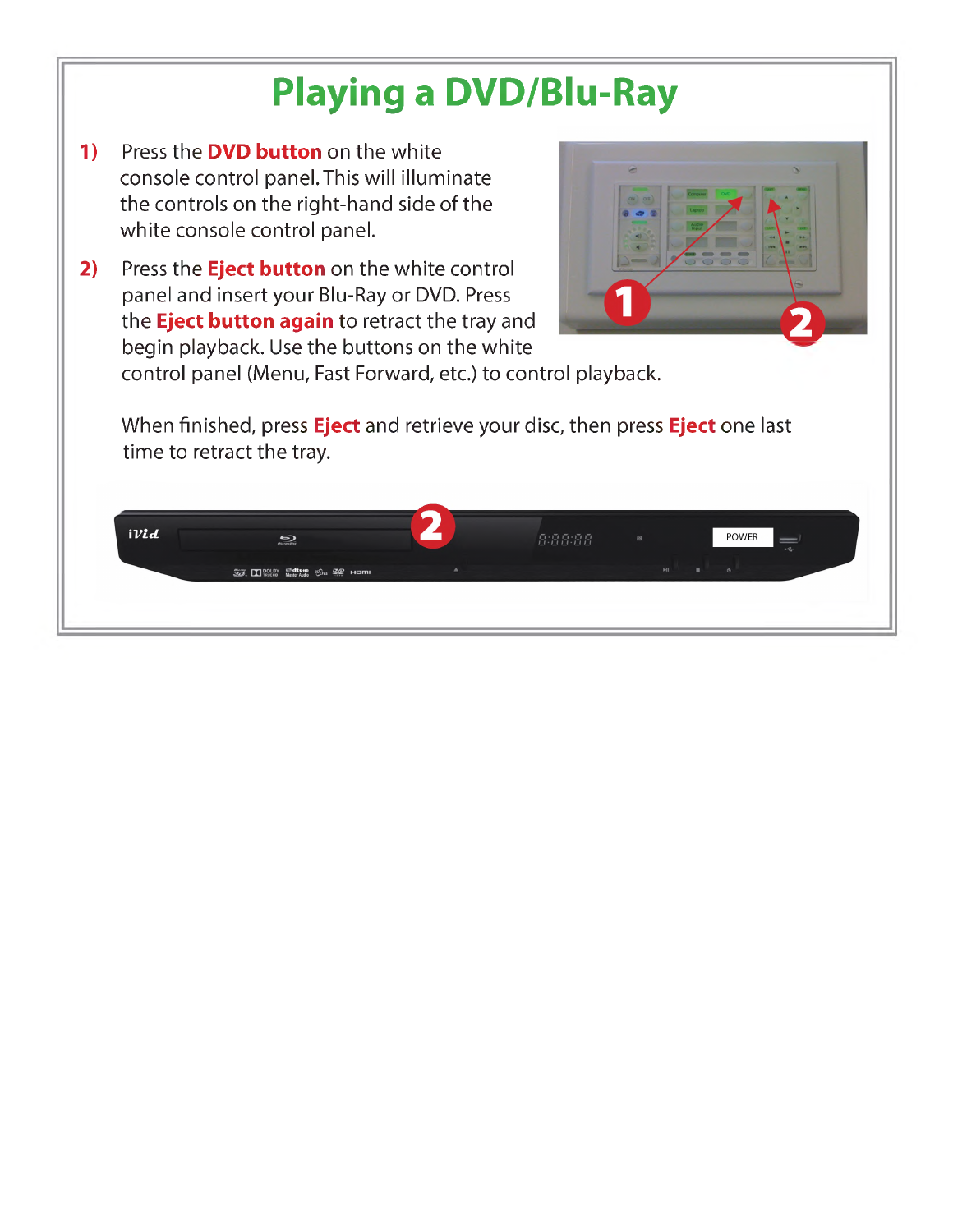# Playing a DVD/Blu-Ray

1) Press the **DVD button** on the white console control panel. This will illuminate the controls on the right-hand side of the white console control panel.

2) Press the **Eject button** on the white control panel and insert your Blu-Ray or DVD. Press the **Eject button again** to retract the tray and begin playback. Use the buttons on the white control panel (Menu, Fast Forward, etc.) to control playback.

   When finished, press **Eject** and retrieve your disc, then press **Eject** one last time to retract the tray.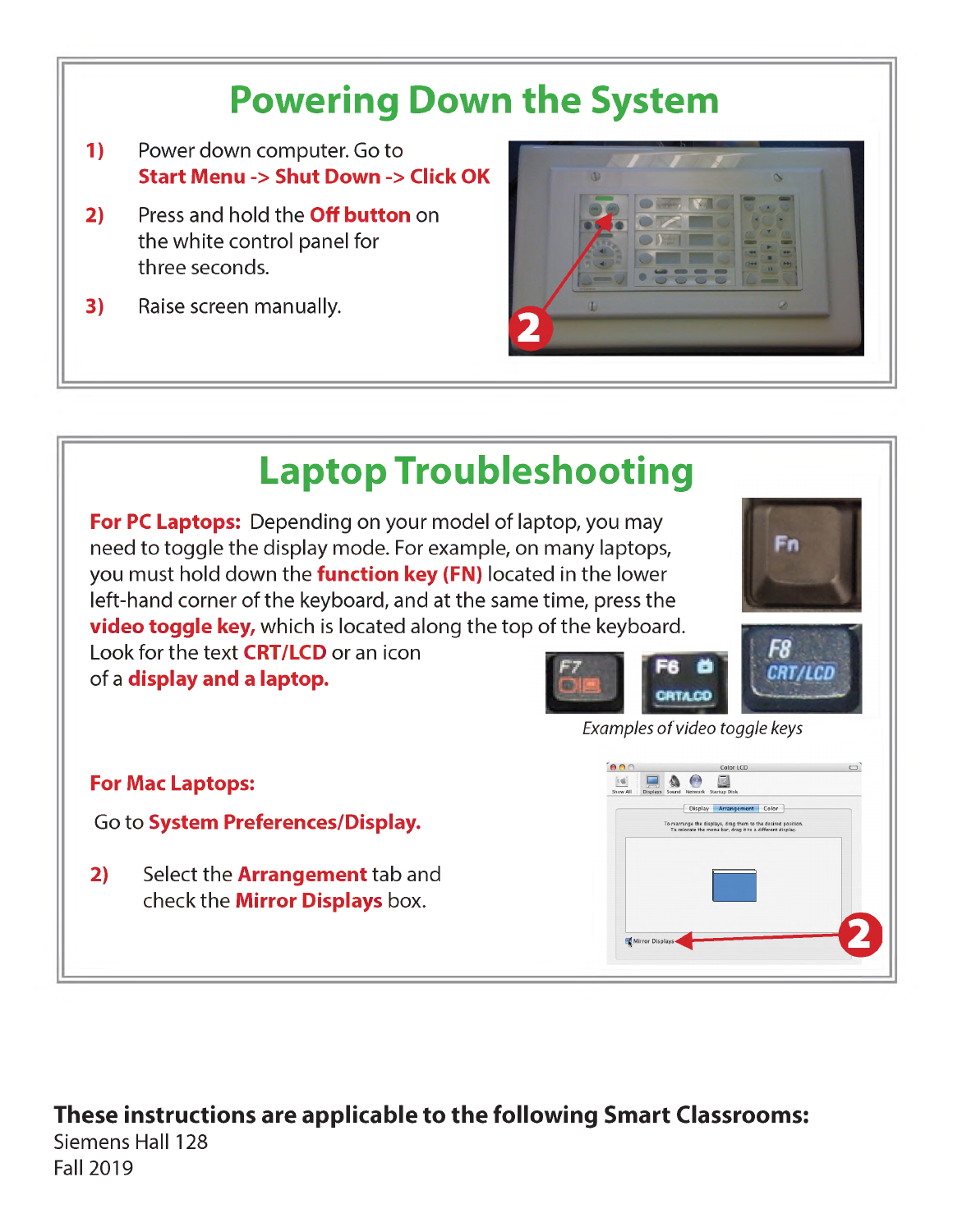# Powering Down the System

1) Power down computer. Go to **Start Menu -> Shut Down -> Click OK**

2) Press and hold the **Off button** on the white control panel for three seconds.

3) Raise screen manually.

# Laptop Troubleshooting

**For PC Laptops:** Depending on your model of laptop, you may need to toggle the display mode. For example, on many laptops, you must hold down the **function key (FN)** located in the lower left-hand corner of the keyboard, and at the same time, press the **video toggle key,** which is located along the top of the keyboard. Look for the text **CRT/LCD** or an icon of a **display and a laptop.**

*Examples of video toggle keys*

**For Mac Laptops:**

Go to **System Preferences/Display.**

2) Select the **Arrangement** tab and check the **Mirror Displays** box.

**These instructions are applicable to the following Smart Classrooms:**

Siemens Hall 128

Fall 2019